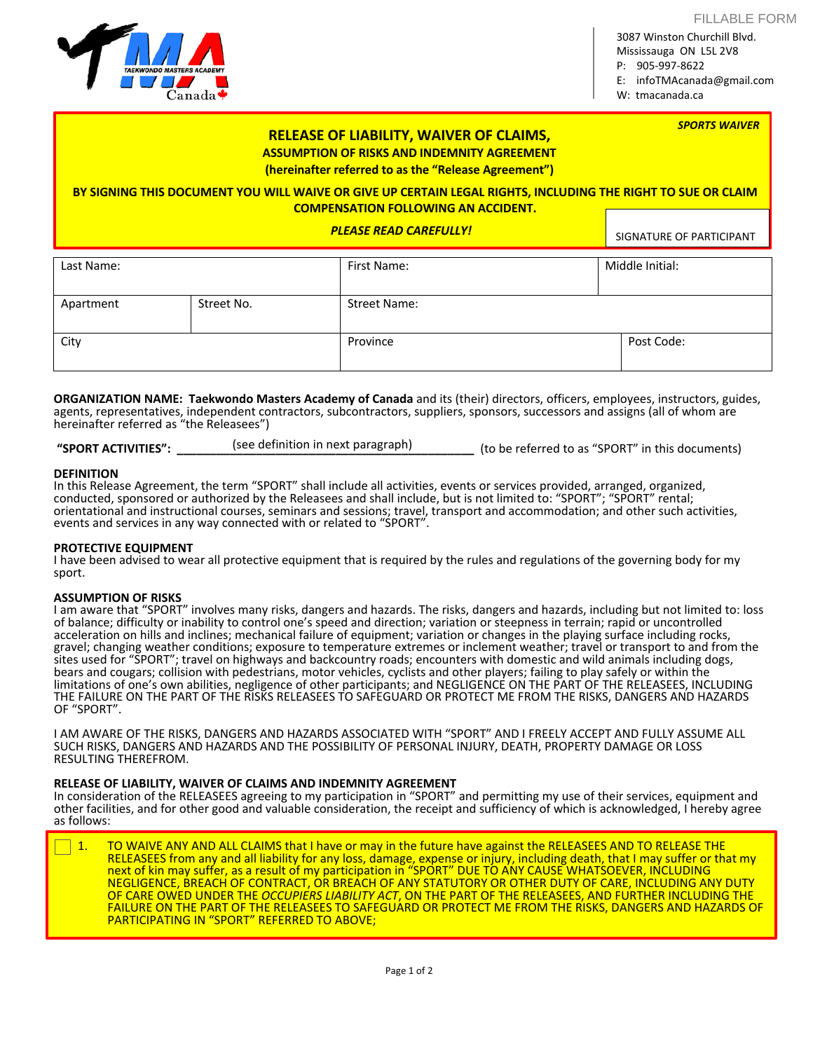FILLABLE FORM

3087 Winston Churchill Blvd.
Mississauga ON L5L 2V8
P: 905-997-8622
E: infoTMAcanada@gmail.com
W: tmacanada.ca

***SPORTS WAIVER***

## RELEASE OF LIABILITY, WAIVER OF CLAIMS,
### ASSUMPTION OF RISKS AND INDEMNITY AGREEMENT
### (hereinafter referred to as the "Release Agreement")

**BY SIGNING THIS DOCUMENT YOU WILL WAIVE OR GIVE UP CERTAIN LEGAL RIGHTS, INCLUDING THE RIGHT TO SUE OR CLAIM COMPENSATION FOLLOWING AN ACCIDENT.**

***PLEASE READ CAREFULLY!***

SIGNATURE OF PARTICIPANT

| Last Name: | | First Name: | Middle Initial: |
|---|---|---|---|
| Apartment | Street No. | Street Name: | |
| City | | Province | Post Code: |

**ORGANIZATION NAME: Taekwondo Masters Academy of Canada** and its (their) directors, officers, employees, instructors, guides, agents, representatives, independent contractors, subcontractors, suppliers, sponsors, successors and assigns (all of whom are hereinafter referred as "the Releasees")

**"SPORT ACTIVITIES":** ___(see definition in next paragraph)___ (to be referred to as "SPORT" in this documents)

**DEFINITION**
In this Release Agreement, the term "SPORT" shall include all activities, events or services provided, arranged, organized, conducted, sponsored or authorized by the Releasees and shall include, but is not limited to: "SPORT"; "SPORT" rental; orientational and instructional courses, seminars and sessions; travel, transport and accommodation; and other such activities, events and services in any way connected with or related to "SPORT".

**PROTECTIVE EQUIPMENT**
I have been advised to wear all protective equipment that is required by the rules and regulations of the governing body for my sport.

**ASSUMPTION OF RISKS**
I am aware that "SPORT" involves many risks, dangers and hazards. The risks, dangers and hazards, including but not limited to: loss of balance; difficulty or inability to control one's speed and direction; variation or steepness in terrain; rapid or uncontrolled acceleration on hills and inclines; mechanical failure of equipment; variation or changes in the playing surface including rocks, gravel; changing weather conditions; exposure to temperature extremes or inclement weather; travel or transport to and from the sites used for "SPORT"; travel on highways and backcountry roads; encounters with domestic and wild animals including dogs, bears and cougars; collision with pedestrians, motor vehicles, cyclists and other players; failing to play safely or within the limitations of one's own abilities, negligence of other participants; and NEGLIGENCE ON THE PART OF THE RELEASEES, INCLUDING THE FAILURE ON THE PART OF THE RISKS RELEASEES TO SAFEGUARD OR PROTECT ME FROM THE RISKS, DANGERS AND HAZARDS OF "SPORT".

I AM AWARE OF THE RISKS, DANGERS AND HAZARDS ASSOCIATED WITH "SPORT" AND I FREELY ACCEPT AND FULLY ASSUME ALL SUCH RISKS, DANGERS AND HAZARDS AND THE POSSIBILITY OF PERSONAL INJURY, DEATH, PROPERTY DAMAGE OR LOSS RESULTING THEREFROM.

**RELEASE OF LIABILITY, WAIVER OF CLAIMS AND INDEMNITY AGREEMENT**
In consideration of the RELEASEES agreeing to my participation in "SPORT" and permitting my use of their services, equipment and other facilities, and for other good and valuable consideration, the receipt and sufficiency of which is acknowledged, I hereby agree as follows:

☐ 1. TO WAIVE ANY AND ALL CLAIMS that I have or may in the future have against the RELEASEES AND TO RELEASE THE RELEASEES from any and all liability for any loss, damage, expense or injury, including death, that I may suffer or that my next of kin may suffer, as a result of my participation in "SPORT" DUE TO ANY CAUSE WHATSOEVER, INCLUDING NEGLIGENCE, BREACH OF CONTRACT, OR BREACH OF ANY STATUTORY OR OTHER DUTY OF CARE, INCLUDING ANY DUTY OF CARE OWED UNDER THE *OCCUPIERS LIABILITY ACT*, ON THE PART OF THE RELEASEES, AND FURTHER INCLUDING THE FAILURE ON THE PART OF THE RELEASEES TO SAFEGUARD OR PROTECT ME FROM THE RISKS, DANGERS AND HAZARDS OF PARTICIPATING IN "SPORT" REFERRED TO ABOVE;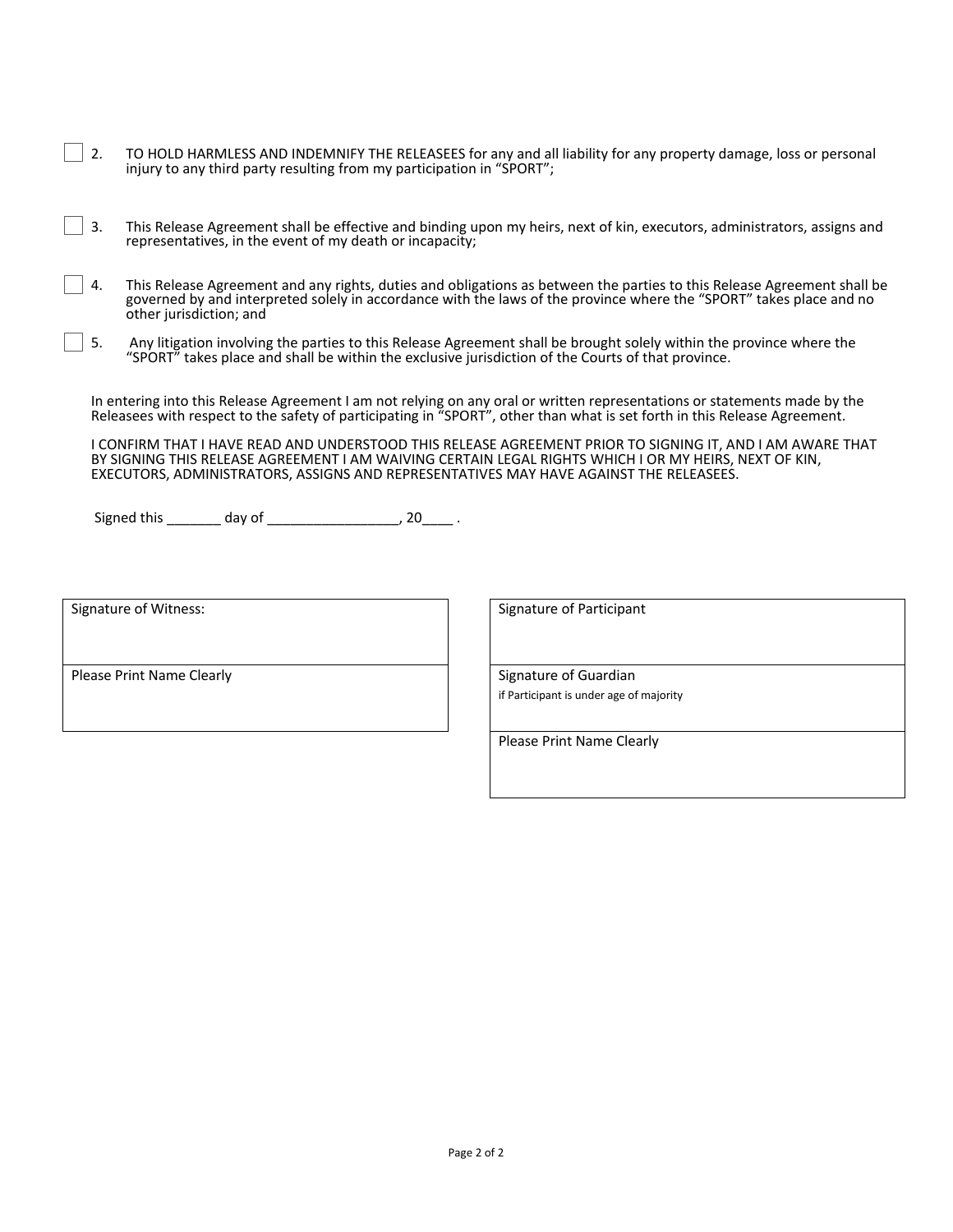☐ 2. TO HOLD HARMLESS AND INDEMNIFY THE RELEASEES for any and all liability for any property damage, loss or personal injury to any third party resulting from my participation in "SPORT";

☐ 3. This Release Agreement shall be effective and binding upon my heirs, next of kin, executors, administrators, assigns and representatives, in the event of my death or incapacity;

☐ 4. This Release Agreement and any rights, duties and obligations as between the parties to this Release Agreement shall be governed by and interpreted solely in accordance with the laws of the province where the "SPORT" takes place and no other jurisdiction; and

☐ 5. Any litigation involving the parties to this Release Agreement shall be brought solely within the province where the "SPORT" takes place and shall be within the exclusive jurisdiction of the Courts of that province.

In entering into this Release Agreement I am not relying on any oral or written representations or statements made by the Releasees with respect to the safety of participating in "SPORT", other than what is set forth in this Release Agreement.

I CONFIRM THAT I HAVE READ AND UNDERSTOOD THIS RELEASE AGREEMENT PRIOR TO SIGNING IT, AND I AM AWARE THAT BY SIGNING THIS RELEASE AGREEMENT I AM WAIVING CERTAIN LEGAL RIGHTS WHICH I OR MY HEIRS, NEXT OF KIN, EXECUTORS, ADMINISTRATORS, ASSIGNS AND REPRESENTATIVES MAY HAVE AGAINST THE RELEASEES.

Signed this _______ day of _________________, 20____ .

| | |
|---|---|
| Signature of Witness: | Signature of Participant |
| Please Print Name Clearly | Signature of Guardian<br>if Participant is under age of majority |
| | Please Print Name Clearly |